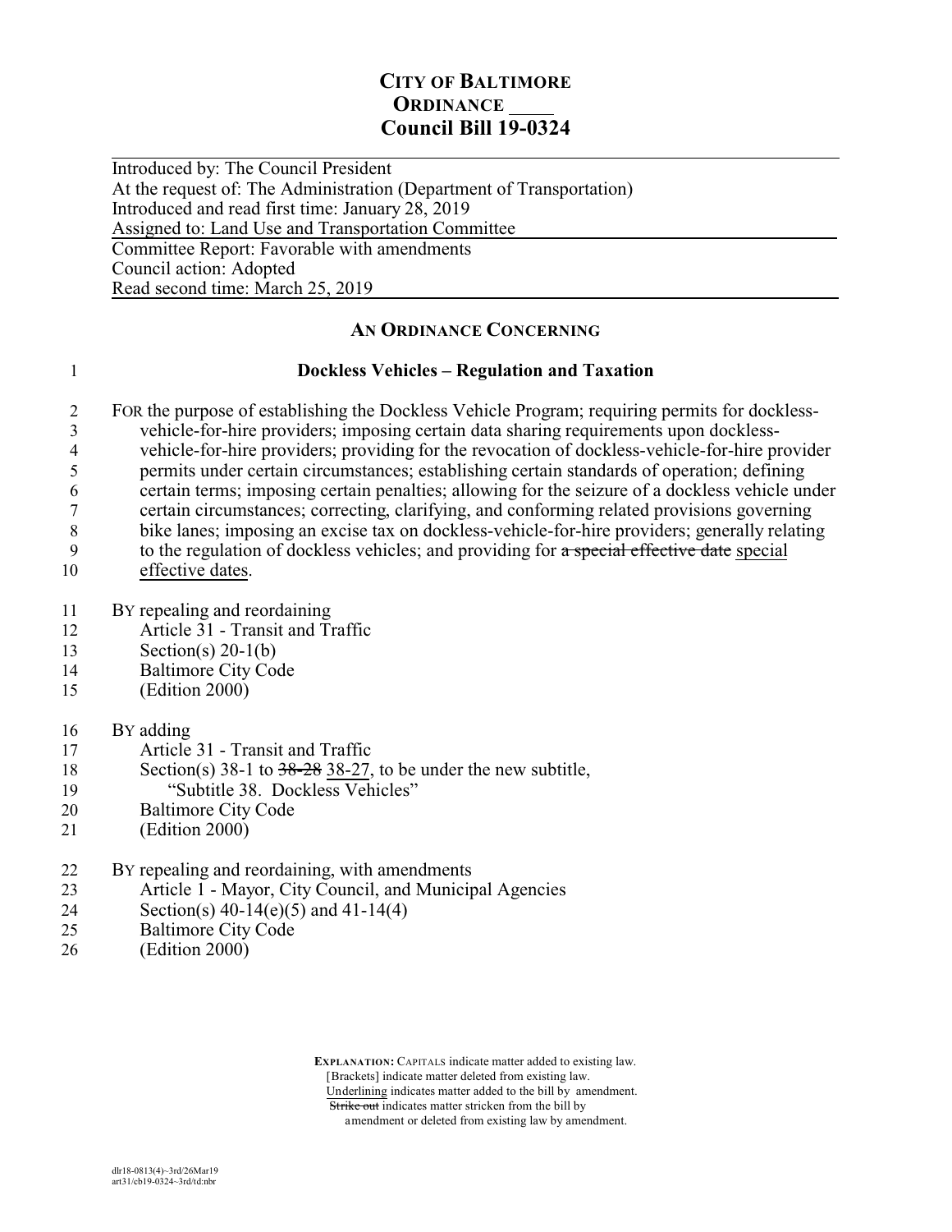# CITY OF BALTIMORE
## ORDINANCE ____
## Council Bill 19-0324

Introduced by: The Council President
At the request of: The Administration (Department of Transportation)
Introduced and read first time: January 28, 2019
Assigned to: Land Use and Transportation Committee

Committee Report: Favorable with amendments
Council action: Adopted
Read second time: March 25, 2019

### AN ORDINANCE CONCERNING

1 **Dockless Vehicles – Regulation and Taxation**

2 FOR the purpose of establishing the Dockless Vehicle Program; requiring permits for dockless-
3 vehicle-for-hire providers; imposing certain data sharing requirements upon dockless-
4 vehicle-for-hire providers; providing for the revocation of dockless-vehicle-for-hire provider
5 permits under certain circumstances; establishing certain standards of operation; defining
6 certain terms; imposing certain penalties; allowing for the seizure of a dockless vehicle under
7 certain circumstances; correcting, clarifying, and conforming related provisions governing
8 bike lanes; imposing an excise tax on dockless-vehicle-for-hire providers; generally relating
9 to the regulation of dockless vehicles; and providing for ~~a special effective date~~ <u>special</u>
10 <u>effective dates</u>.

11 BY repealing and reordaining
12 Article 31 - Transit and Traffic
13 Section(s) 20-1(b)
14 Baltimore City Code
15 (Edition 2000)

16 BY adding
17 Article 31 - Transit and Traffic
18 Section(s) 38-1 to ~~38-28~~ <u>38-27</u>, to be under the new subtitle,
19 "Subtitle 38. Dockless Vehicles"
20 Baltimore City Code
21 (Edition 2000)

22 BY repealing and reordaining, with amendments
23 Article 1 - Mayor, City Council, and Municipal Agencies
24 Section(s) 40-14(e)(5) and 41-14(4)
25 Baltimore City Code
26 (Edition 2000)

**EXPLANATION:** CAPITALS indicate matter added to existing law.
[Brackets] indicate matter deleted from existing law.
<u>Underlining</u> indicates matter added to the bill by amendment.
~~Strike out~~ indicates matter stricken from the bill by amendment or deleted from existing law by amendment.

dlr18-0813(4)~3rd/26Mar19
art31/cb19-0324~3rd/td:nbr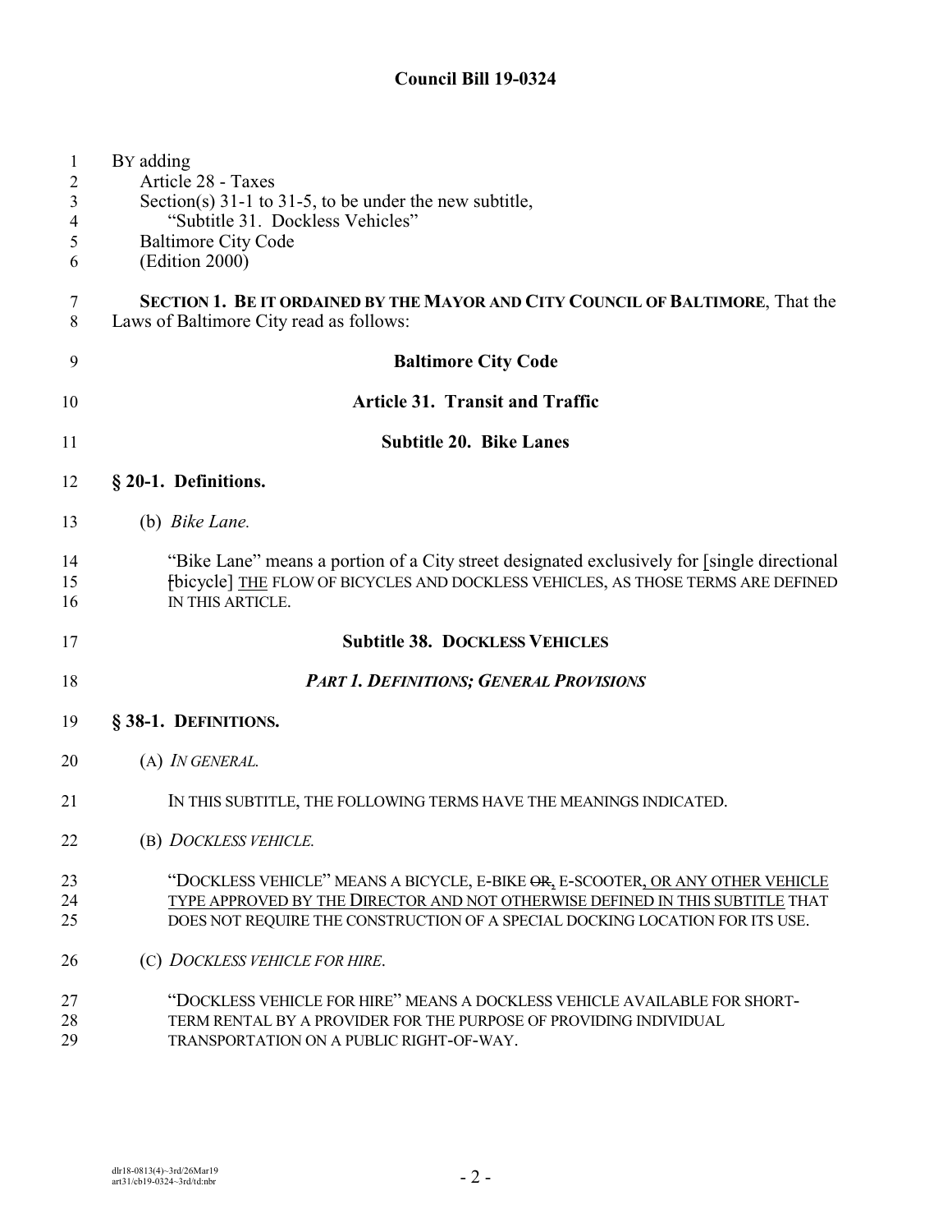# Council Bill 19-0324

BY adding
  Article 28 - Taxes
  Section(s) 31-1 to 31-5, to be under the new subtitle,
    "Subtitle 31. Dockless Vehicles"
  Baltimore City Code
  (Edition 2000)

**SECTION 1. BE IT ORDAINED BY THE MAYOR AND CITY COUNCIL OF BALTIMORE**, That the Laws of Baltimore City read as follows:

## Baltimore City Code

## Article 31. Transit and Traffic

## Subtitle 20. Bike Lanes

### § 20-1. Definitions.

(b) *Bike Lane.*

"Bike Lane" means a portion of a City street designated exclusively for [single directional [bicycle] THE FLOW OF BICYCLES AND DOCKLESS VEHICLES, AS THOSE TERMS ARE DEFINED IN THIS ARTICLE.

## Subtitle 38. DOCKLESS VEHICLES

## *PART 1. DEFINITIONS; GENERAL PROVISIONS*

### § 38-1. DEFINITIONS.

(A) *IN GENERAL.*

IN THIS SUBTITLE, THE FOLLOWING TERMS HAVE THE MEANINGS INDICATED.

(B) *DOCKLESS VEHICLE.*

"DOCKLESS VEHICLE" MEANS A BICYCLE, E-BIKE ~~OR~~, E-SCOOTER, OR ANY OTHER VEHICLE TYPE APPROVED BY THE DIRECTOR AND NOT OTHERWISE DEFINED IN THIS SUBTITLE THAT DOES NOT REQUIRE THE CONSTRUCTION OF A SPECIAL DOCKING LOCATION FOR ITS USE.

(C) *DOCKLESS VEHICLE FOR HIRE.*

"DOCKLESS VEHICLE FOR HIRE" MEANS A DOCKLESS VEHICLE AVAILABLE FOR SHORT-TERM RENTAL BY A PROVIDER FOR THE PURPOSE OF PROVIDING INDIVIDUAL TRANSPORTATION ON A PUBLIC RIGHT-OF-WAY.

dlr18-0813(4)~3rd/26Mar19
art31/cb19-0324~3rd/td:nbr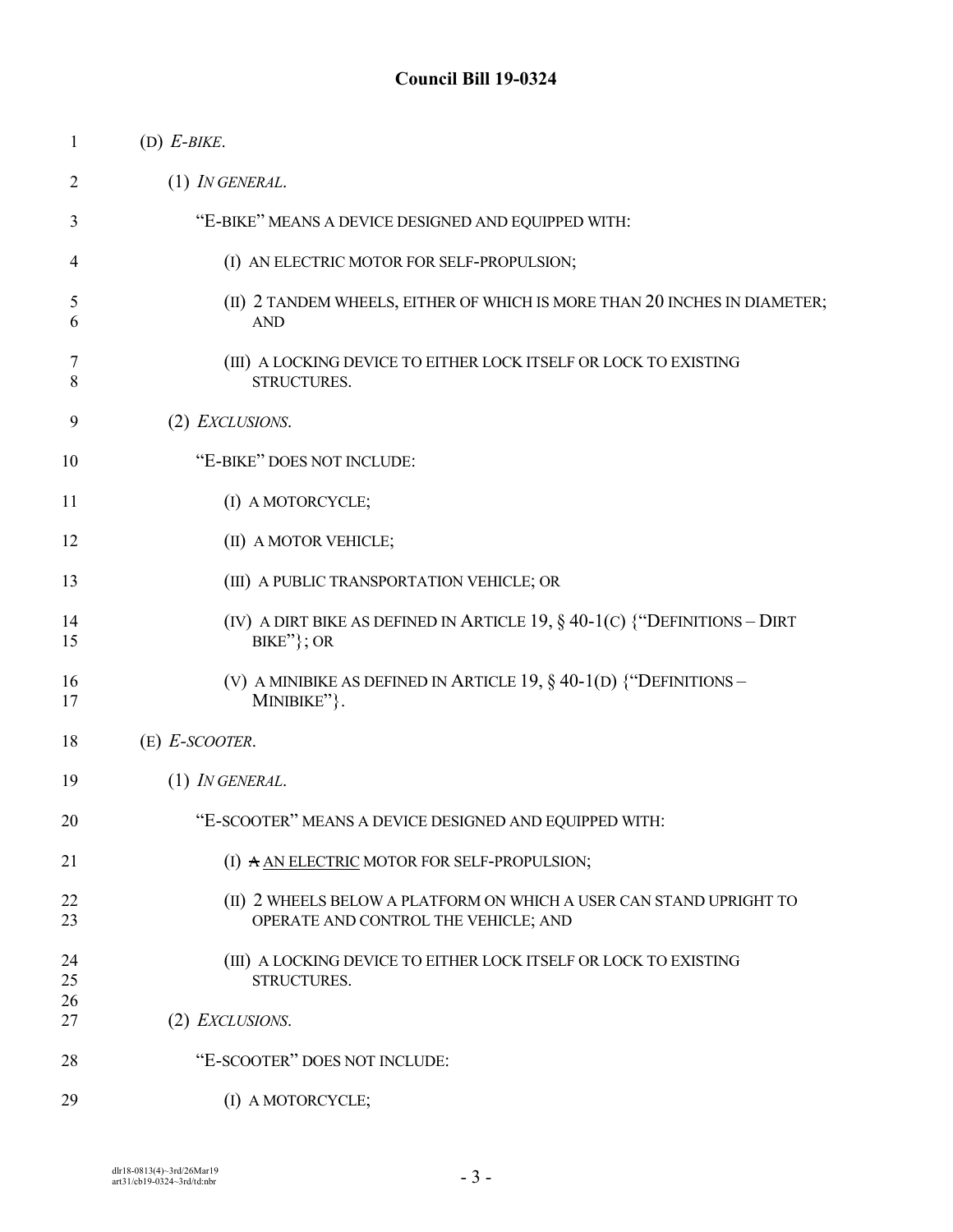# Council Bill 19-0324

(D) *E-BIKE*.

(1) *IN GENERAL*.

"E-BIKE" MEANS A DEVICE DESIGNED AND EQUIPPED WITH:

(I) AN ELECTRIC MOTOR FOR SELF-PROPULSION;

(II) 2 TANDEM WHEELS, EITHER OF WHICH IS MORE THAN 20 INCHES IN DIAMETER; AND

(III) A LOCKING DEVICE TO EITHER LOCK ITSELF OR LOCK TO EXISTING STRUCTURES.

(2) *EXCLUSIONS*.

"E-BIKE" DOES NOT INCLUDE:

(I) A MOTORCYCLE;

(II) A MOTOR VEHICLE;

(III) A PUBLIC TRANSPORTATION VEHICLE; OR

(IV) A DIRT BIKE AS DEFINED IN ARTICLE 19, § 40-1(C) {"DEFINITIONS – DIRT BIKE"}; OR

(V) A MINIBIKE AS DEFINED IN ARTICLE 19, § 40-1(D) {"DEFINITIONS – MINIBIKE"}.

(E) *E-SCOOTER*.

(1) *IN GENERAL*.

"E-SCOOTER" MEANS A DEVICE DESIGNED AND EQUIPPED WITH:

(I) ~~A~~ AN ELECTRIC MOTOR FOR SELF-PROPULSION;

(II) 2 WHEELS BELOW A PLATFORM ON WHICH A USER CAN STAND UPRIGHT TO OPERATE AND CONTROL THE VEHICLE; AND

(III) A LOCKING DEVICE TO EITHER LOCK ITSELF OR LOCK TO EXISTING STRUCTURES.

(2) *EXCLUSIONS*.

"E-SCOOTER" DOES NOT INCLUDE:

(I) A MOTORCYCLE;

dlr18-0813(4)~3rd/26Mar19
art31/cb19-0324~3rd/td:nbr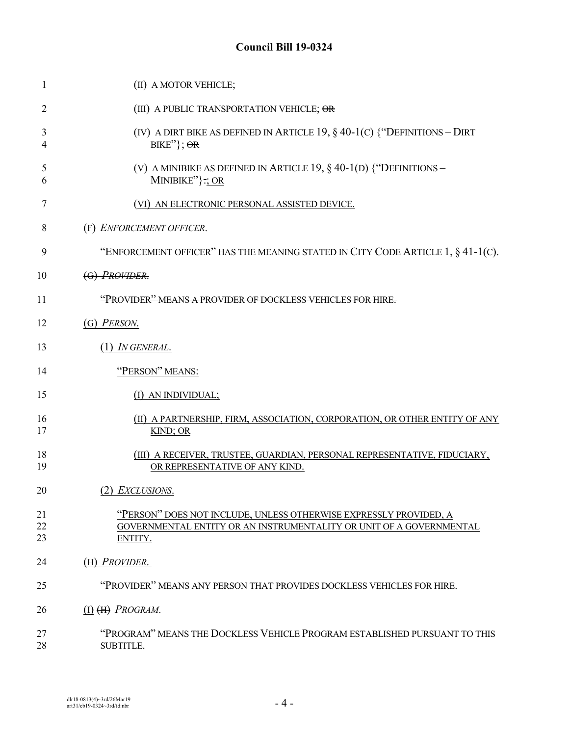## Council Bill 19-0324

(II) A MOTOR VEHICLE;

(III) A PUBLIC TRANSPORTATION VEHICLE; ~~OR~~

(IV) A DIRT BIKE AS DEFINED IN ARTICLE 19, § 40-1(C) {"DEFINITIONS – DIRT BIKE"}; ~~OR~~

(V) A MINIBIKE AS DEFINED IN ARTICLE 19, § 40-1(D) {"DEFINITIONS – MINIBIKE"}~~.~~; OR

(VI) AN ELECTRONIC PERSONAL ASSISTED DEVICE.

(F) *ENFORCEMENT OFFICER*.

"ENFORCEMENT OFFICER" HAS THE MEANING STATED IN CITY CODE ARTICLE 1, § 41-1(C).

~~(G) *PROVIDER*.~~

~~"PROVIDER" MEANS A PROVIDER OF DOCKLESS VEHICLES FOR HIRE.~~

(G) *PERSON*.

(1) *IN GENERAL*.

"PERSON" MEANS:

(I) AN INDIVIDUAL;

(II) A PARTNERSHIP, FIRM, ASSOCIATION, CORPORATION, OR OTHER ENTITY OF ANY KIND; OR

(III) A RECEIVER, TRUSTEE, GUARDIAN, PERSONAL REPRESENTATIVE, FIDUCIARY, OR REPRESENTATIVE OF ANY KIND.

(2) *EXCLUSIONS*.

"PERSON" DOES NOT INCLUDE, UNLESS OTHERWISE EXPRESSLY PROVIDED, A GOVERNMENTAL ENTITY OR AN INSTRUMENTALITY OR UNIT OF A GOVERNMENTAL ENTITY.

(H) *PROVIDER*.

"PROVIDER" MEANS ANY PERSON THAT PROVIDES DOCKLESS VEHICLES FOR HIRE.

(I) ~~(H)~~ *PROGRAM*.

"PROGRAM" MEANS THE DOCKLESS VEHICLE PROGRAM ESTABLISHED PURSUANT TO THIS SUBTITLE.

dlr18-0813(4)~3rd/26Mar19
art31/cb19-0324~3rd/td:nbr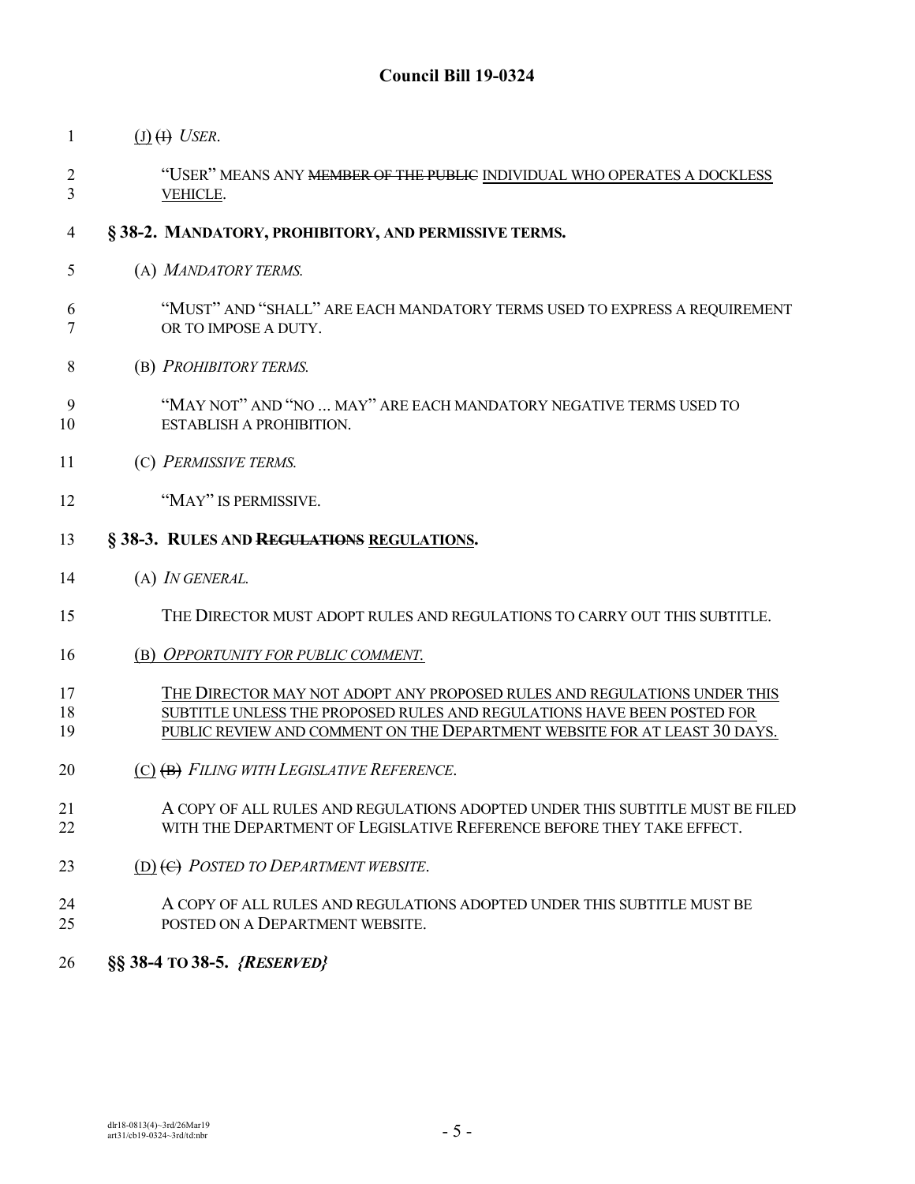(J) ~~(I)~~ *USER*.

"USER" MEANS ANY ~~MEMBER OF THE PUBLIC~~ INDIVIDUAL WHO OPERATES A DOCKLESS VEHICLE.

**§ 38-2. MANDATORY, PROHIBITORY, AND PERMISSIVE TERMS.**

(A) *MANDATORY TERMS.*

"MUST" AND "SHALL" ARE EACH MANDATORY TERMS USED TO EXPRESS A REQUIREMENT OR TO IMPOSE A DUTY.

(B) *PROHIBITORY TERMS.*

"MAY NOT" AND "NO ... MAY" ARE EACH MANDATORY NEGATIVE TERMS USED TO ESTABLISH A PROHIBITION.

(C) *PERMISSIVE TERMS.*

"MAY" IS PERMISSIVE.

**§ 38-3. RULES AND ~~REGULATIONS~~ REGULATIONS.**

(A) *IN GENERAL.*

THE DIRECTOR MUST ADOPT RULES AND REGULATIONS TO CARRY OUT THIS SUBTITLE.

(B) *OPPORTUNITY FOR PUBLIC COMMENT.*

THE DIRECTOR MAY NOT ADOPT ANY PROPOSED RULES AND REGULATIONS UNDER THIS SUBTITLE UNLESS THE PROPOSED RULES AND REGULATIONS HAVE BEEN POSTED FOR PUBLIC REVIEW AND COMMENT ON THE DEPARTMENT WEBSITE FOR AT LEAST 30 DAYS.

(C) ~~(B)~~ *FILING WITH LEGISLATIVE REFERENCE*.

A COPY OF ALL RULES AND REGULATIONS ADOPTED UNDER THIS SUBTITLE MUST BE FILED WITH THE DEPARTMENT OF LEGISLATIVE REFERENCE BEFORE THEY TAKE EFFECT.

(D) ~~(C)~~ *POSTED TO DEPARTMENT WEBSITE*.

A COPY OF ALL RULES AND REGULATIONS ADOPTED UNDER THIS SUBTITLE MUST BE POSTED ON A DEPARTMENT WEBSITE.

**§§ 38-4 TO 38-5. *{RESERVED}***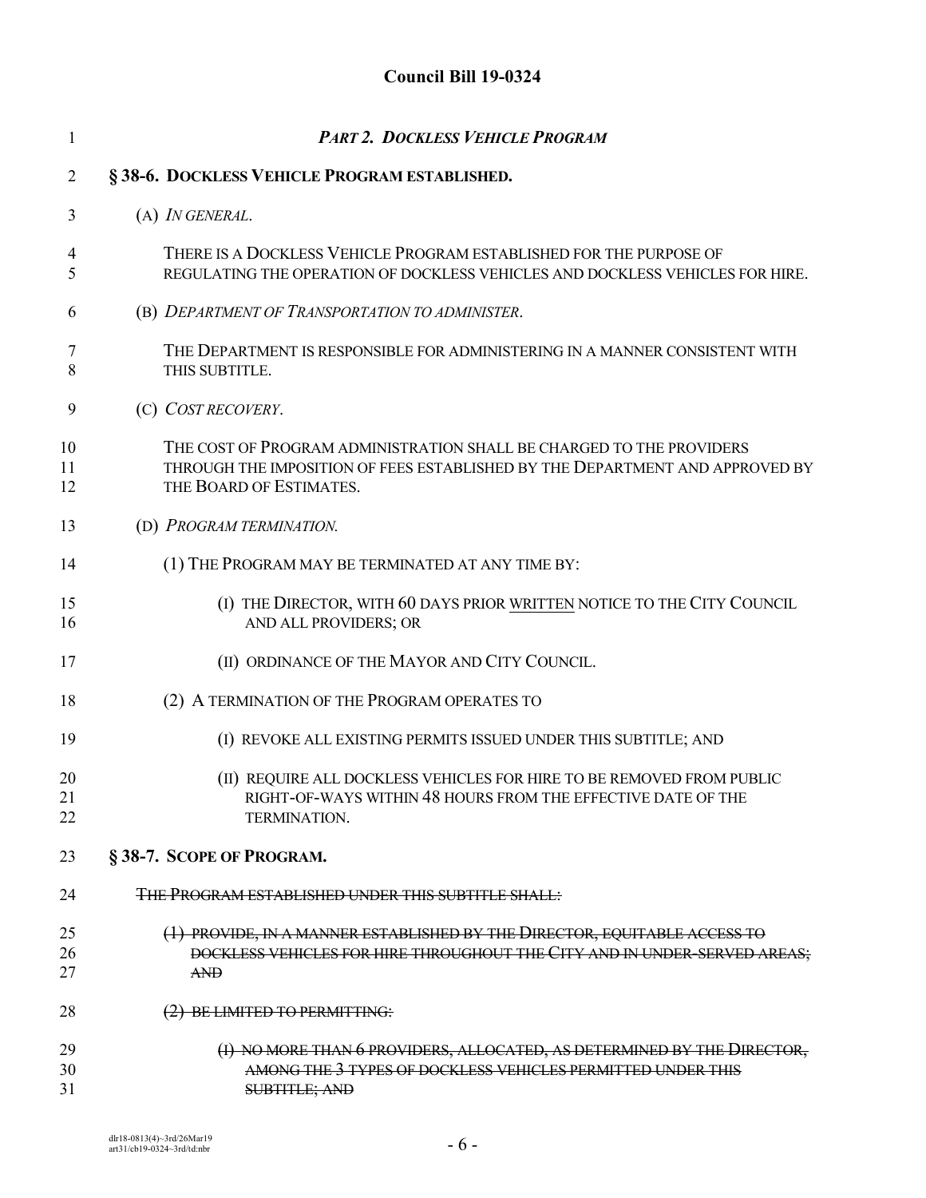**Council Bill 19-0324**

***PART 2. DOCKLESS VEHICLE PROGRAM***

**§ 38-6. DOCKLESS VEHICLE PROGRAM ESTABLISHED.**

(A) *IN GENERAL*.

THERE IS A DOCKLESS VEHICLE PROGRAM ESTABLISHED FOR THE PURPOSE OF REGULATING THE OPERATION OF DOCKLESS VEHICLES AND DOCKLESS VEHICLES FOR HIRE.

(B) *DEPARTMENT OF TRANSPORTATION TO ADMINISTER*.

THE DEPARTMENT IS RESPONSIBLE FOR ADMINISTERING IN A MANNER CONSISTENT WITH THIS SUBTITLE.

(C) *COST RECOVERY*.

THE COST OF PROGRAM ADMINISTRATION SHALL BE CHARGED TO THE PROVIDERS THROUGH THE IMPOSITION OF FEES ESTABLISHED BY THE DEPARTMENT AND APPROVED BY THE BOARD OF ESTIMATES.

(D) *PROGRAM TERMINATION.*

(1) THE PROGRAM MAY BE TERMINATED AT ANY TIME BY:

(I) THE DIRECTOR, WITH 60 DAYS PRIOR <u>WRITTEN</u> NOTICE TO THE CITY COUNCIL AND ALL PROVIDERS; OR

(II) ORDINANCE OF THE MAYOR AND CITY COUNCIL.

(2) A TERMINATION OF THE PROGRAM OPERATES TO

(I) REVOKE ALL EXISTING PERMITS ISSUED UNDER THIS SUBTITLE; AND

(II) REQUIRE ALL DOCKLESS VEHICLES FOR HIRE TO BE REMOVED FROM PUBLIC RIGHT-OF-WAYS WITHIN 48 HOURS FROM THE EFFECTIVE DATE OF THE TERMINATION.

**§ 38-7. SCOPE OF PROGRAM.**

~~THE PROGRAM ESTABLISHED UNDER THIS SUBTITLE SHALL:~~

~~(1) PROVIDE, IN A MANNER ESTABLISHED BY THE DIRECTOR, EQUITABLE ACCESS TO DOCKLESS VEHICLES FOR HIRE THROUGHOUT THE CITY AND IN UNDER-SERVED AREAS; AND~~

~~(2) BE LIMITED TO PERMITTING:~~

~~(I) NO MORE THAN 6 PROVIDERS, ALLOCATED, AS DETERMINED BY THE DIRECTOR, AMONG THE 3 TYPES OF DOCKLESS VEHICLES PERMITTED UNDER THIS SUBTITLE; AND~~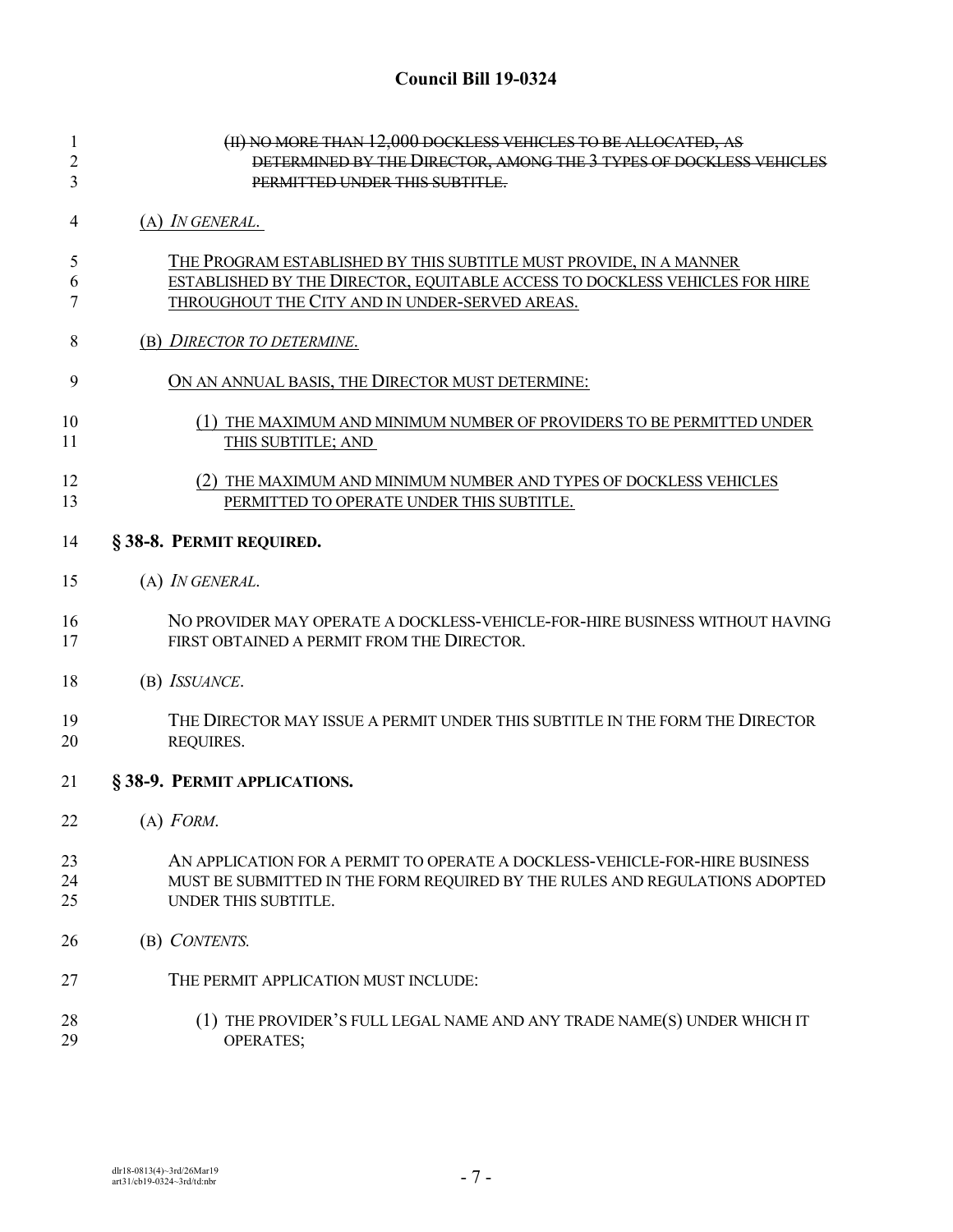~~(II) NO MORE THAN 12,000 DOCKLESS VEHICLES TO BE ALLOCATED, AS DETERMINED BY THE DIRECTOR, AMONG THE 3 TYPES OF DOCKLESS VEHICLES PERMITTED UNDER THIS SUBTITLE.~~

(A) *IN GENERAL.*

THE PROGRAM ESTABLISHED BY THIS SUBTITLE MUST PROVIDE, IN A MANNER ESTABLISHED BY THE DIRECTOR, EQUITABLE ACCESS TO DOCKLESS VEHICLES FOR HIRE THROUGHOUT THE CITY AND IN UNDER-SERVED AREAS.

(B) *DIRECTOR TO DETERMINE.*

ON AN ANNUAL BASIS, THE DIRECTOR MUST DETERMINE:

(1) THE MAXIMUM AND MINIMUM NUMBER OF PROVIDERS TO BE PERMITTED UNDER THIS SUBTITLE; AND

(2) THE MAXIMUM AND MINIMUM NUMBER AND TYPES OF DOCKLESS VEHICLES PERMITTED TO OPERATE UNDER THIS SUBTITLE.

**§ 38-8. PERMIT REQUIRED.**

(A) *IN GENERAL.*

NO PROVIDER MAY OPERATE A DOCKLESS-VEHICLE-FOR-HIRE BUSINESS WITHOUT HAVING FIRST OBTAINED A PERMIT FROM THE DIRECTOR.

(B) *ISSUANCE.*

THE DIRECTOR MAY ISSUE A PERMIT UNDER THIS SUBTITLE IN THE FORM THE DIRECTOR REQUIRES.

**§ 38-9. PERMIT APPLICATIONS.**

(A) *FORM.*

AN APPLICATION FOR A PERMIT TO OPERATE A DOCKLESS-VEHICLE-FOR-HIRE BUSINESS MUST BE SUBMITTED IN THE FORM REQUIRED BY THE RULES AND REGULATIONS ADOPTED UNDER THIS SUBTITLE.

(B) *CONTENTS.*

THE PERMIT APPLICATION MUST INCLUDE:

(1) THE PROVIDER'S FULL LEGAL NAME AND ANY TRADE NAME(S) UNDER WHICH IT OPERATES;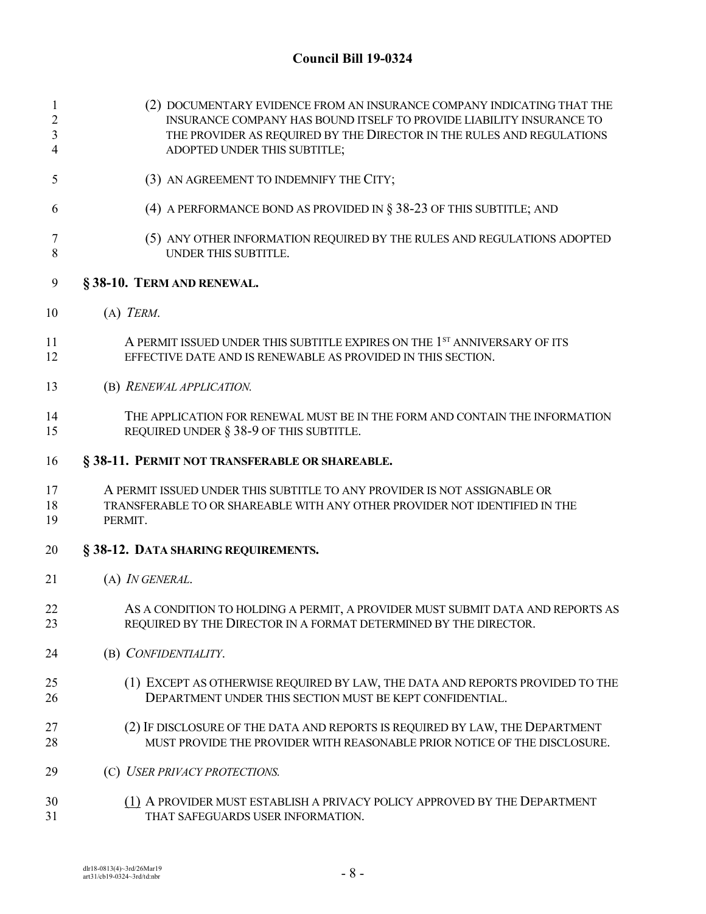(2) DOCUMENTARY EVIDENCE FROM AN INSURANCE COMPANY INDICATING THAT THE INSURANCE COMPANY HAS BOUND ITSELF TO PROVIDE LIABILITY INSURANCE TO THE PROVIDER AS REQUIRED BY THE DIRECTOR IN THE RULES AND REGULATIONS ADOPTED UNDER THIS SUBTITLE;

(3) AN AGREEMENT TO INDEMNIFY THE CITY;

(4) A PERFORMANCE BOND AS PROVIDED IN § 38-23 OF THIS SUBTITLE; AND

(5) ANY OTHER INFORMATION REQUIRED BY THE RULES AND REGULATIONS ADOPTED UNDER THIS SUBTITLE.

**§ 38-10. TERM AND RENEWAL.**

(A) *TERM.*

A PERMIT ISSUED UNDER THIS SUBTITLE EXPIRES ON THE 1ST ANNIVERSARY OF ITS EFFECTIVE DATE AND IS RENEWABLE AS PROVIDED IN THIS SECTION.

(B) *RENEWAL APPLICATION.*

THE APPLICATION FOR RENEWAL MUST BE IN THE FORM AND CONTAIN THE INFORMATION REQUIRED UNDER § 38-9 OF THIS SUBTITLE.

**§ 38-11. PERMIT NOT TRANSFERABLE OR SHAREABLE.**

A PERMIT ISSUED UNDER THIS SUBTITLE TO ANY PROVIDER IS NOT ASSIGNABLE OR TRANSFERABLE TO OR SHAREABLE WITH ANY OTHER PROVIDER NOT IDENTIFIED IN THE PERMIT.

**§ 38-12. DATA SHARING REQUIREMENTS.**

(A) *IN GENERAL.*

AS A CONDITION TO HOLDING A PERMIT, A PROVIDER MUST SUBMIT DATA AND REPORTS AS REQUIRED BY THE DIRECTOR IN A FORMAT DETERMINED BY THE DIRECTOR.

(B) *CONFIDENTIALITY.*

(1) EXCEPT AS OTHERWISE REQUIRED BY LAW, THE DATA AND REPORTS PROVIDED TO THE DEPARTMENT UNDER THIS SECTION MUST BE KEPT CONFIDENTIAL.

(2) IF DISCLOSURE OF THE DATA AND REPORTS IS REQUIRED BY LAW, THE DEPARTMENT MUST PROVIDE THE PROVIDER WITH REASONABLE PRIOR NOTICE OF THE DISCLOSURE.

(C) *USER PRIVACY PROTECTIONS.*

(1) A PROVIDER MUST ESTABLISH A PRIVACY POLICY APPROVED BY THE DEPARTMENT THAT SAFEGUARDS USER INFORMATION.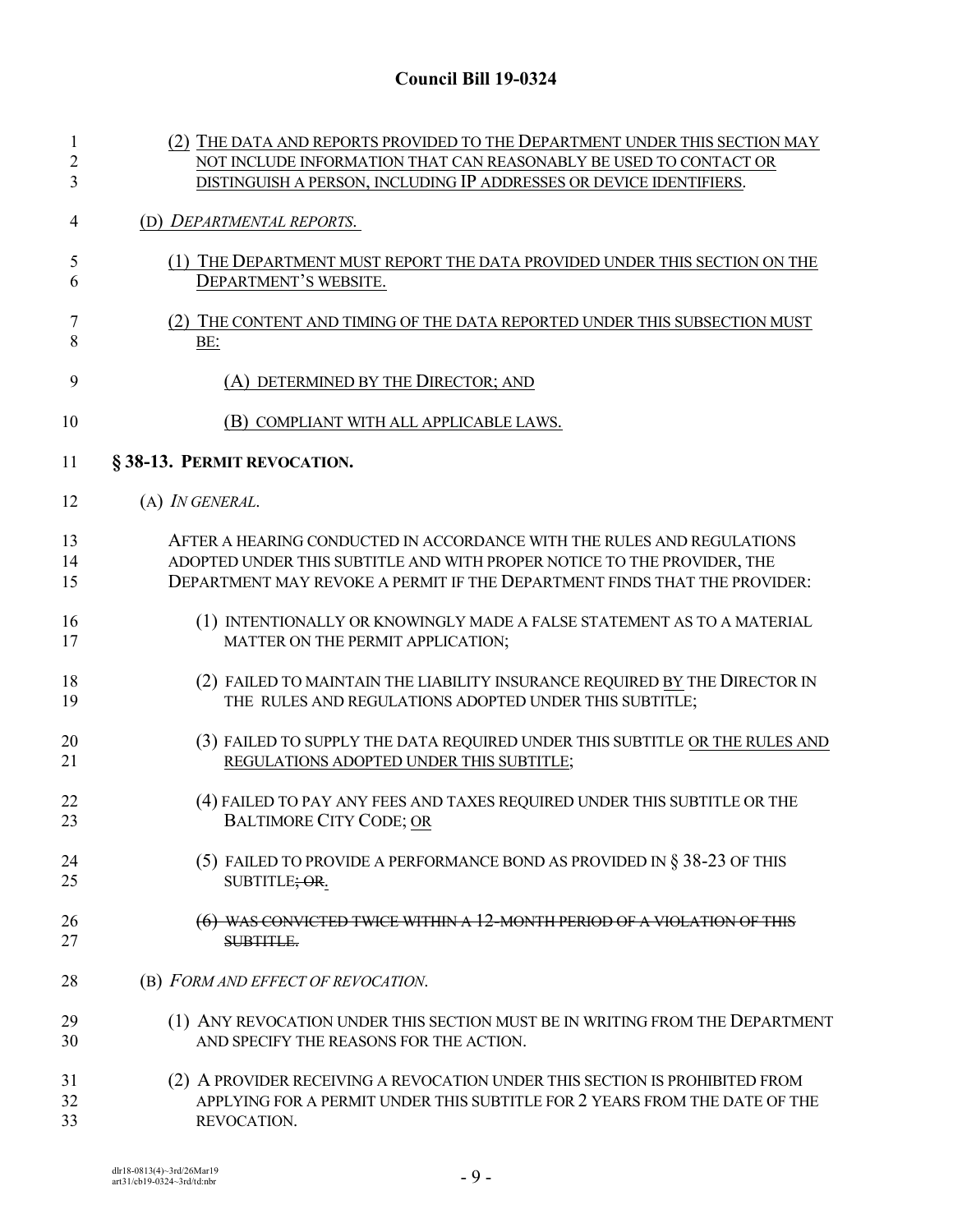(2) THE DATA AND REPORTS PROVIDED TO THE DEPARTMENT UNDER THIS SECTION MAY NOT INCLUDE INFORMATION THAT CAN REASONABLY BE USED TO CONTACT OR DISTINGUISH A PERSON, INCLUDING IP ADDRESSES OR DEVICE IDENTIFIERS.

(D) *DEPARTMENTAL REPORTS.*

(1) THE DEPARTMENT MUST REPORT THE DATA PROVIDED UNDER THIS SECTION ON THE DEPARTMENT'S WEBSITE.

(2) THE CONTENT AND TIMING OF THE DATA REPORTED UNDER THIS SUBSECTION MUST BE:

(A) DETERMINED BY THE DIRECTOR; AND

(B) COMPLIANT WITH ALL APPLICABLE LAWS.

**§ 38-13. PERMIT REVOCATION.**

(A) *IN GENERAL.*

AFTER A HEARING CONDUCTED IN ACCORDANCE WITH THE RULES AND REGULATIONS ADOPTED UNDER THIS SUBTITLE AND WITH PROPER NOTICE TO THE PROVIDER, THE DEPARTMENT MAY REVOKE A PERMIT IF THE DEPARTMENT FINDS THAT THE PROVIDER:

(1) INTENTIONALLY OR KNOWINGLY MADE A FALSE STATEMENT AS TO A MATERIAL MATTER ON THE PERMIT APPLICATION;

(2) FAILED TO MAINTAIN THE LIABILITY INSURANCE REQUIRED BY THE DIRECTOR IN THE RULES AND REGULATIONS ADOPTED UNDER THIS SUBTITLE;

(3) FAILED TO SUPPLY THE DATA REQUIRED UNDER THIS SUBTITLE OR THE RULES AND REGULATIONS ADOPTED UNDER THIS SUBTITLE;

(4) FAILED TO PAY ANY FEES AND TAXES REQUIRED UNDER THIS SUBTITLE OR THE BALTIMORE CITY CODE; OR

(5) FAILED TO PROVIDE A PERFORMANCE BOND AS PROVIDED IN § 38-23 OF THIS SUBTITLE~~; OR~~.

~~(6) WAS CONVICTED TWICE WITHIN A 12-MONTH PERIOD OF A VIOLATION OF THIS SUBTITLE.~~

(B) *FORM AND EFFECT OF REVOCATION.*

(1) ANY REVOCATION UNDER THIS SECTION MUST BE IN WRITING FROM THE DEPARTMENT AND SPECIFY THE REASONS FOR THE ACTION.

(2) A PROVIDER RECEIVING A REVOCATION UNDER THIS SECTION IS PROHIBITED FROM APPLYING FOR A PERMIT UNDER THIS SUBTITLE FOR 2 YEARS FROM THE DATE OF THE REVOCATION.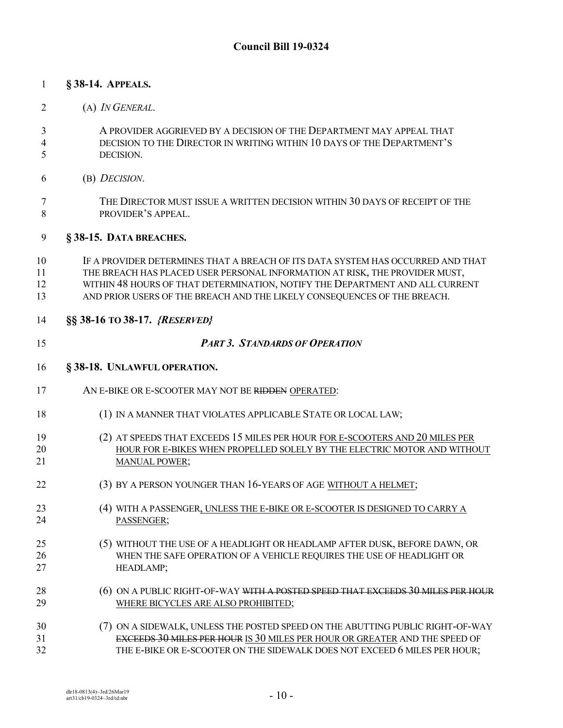**Council Bill 19-0324**

**§ 38-14. APPEALS.**

(A) *IN GENERAL.*

A PROVIDER AGGRIEVED BY A DECISION OF THE DEPARTMENT MAY APPEAL THAT DECISION TO THE DIRECTOR IN WRITING WITHIN 10 DAYS OF THE DEPARTMENT'S DECISION.

(B) *DECISION.*

THE DIRECTOR MUST ISSUE A WRITTEN DECISION WITHIN 30 DAYS OF RECEIPT OF THE PROVIDER'S APPEAL.

**§ 38-15. DATA BREACHES.**

IF A PROVIDER DETERMINES THAT A BREACH OF ITS DATA SYSTEM HAS OCCURRED AND THAT THE BREACH HAS PLACED USER PERSONAL INFORMATION AT RISK, THE PROVIDER MUST, WITHIN 48 HOURS OF THAT DETERMINATION, NOTIFY THE DEPARTMENT AND ALL CURRENT AND PRIOR USERS OF THE BREACH AND THE LIKELY CONSEQUENCES OF THE BREACH.

**§§ 38-16 TO 38-17. *{RESERVED}***

***PART 3. STANDARDS OF OPERATION***

**§ 38-18. UNLAWFUL OPERATION.**

AN E-BIKE OR E-SCOOTER MAY NOT BE ~~RIDDEN~~ <u>OPERATED</u>:

(1) IN A MANNER THAT VIOLATES APPLICABLE STATE OR LOCAL LAW;

(2) AT SPEEDS THAT EXCEEDS 15 MILES PER HOUR <u>FOR E-SCOOTERS AND 20 MILES PER HOUR FOR E-BIKES WHEN PROPELLED SOLELY BY THE ELECTRIC MOTOR AND WITHOUT MANUAL POWER</u>;

(3) BY A PERSON YOUNGER THAN 16-YEARS OF AGE <u>WITHOUT A HELMET</u>;

(4) WITH A PASSENGER<u>, UNLESS THE E-BIKE OR E-SCOOTER IS DESIGNED TO CARRY A PASSENGER</u>;

(5) WITHOUT THE USE OF A HEADLIGHT OR HEADLAMP AFTER DUSK, BEFORE DAWN, OR WHEN THE SAFE OPERATION OF A VEHICLE REQUIRES THE USE OF HEADLIGHT OR HEADLAMP;

(6) ON A PUBLIC RIGHT-OF-WAY ~~WITH A POSTED SPEED THAT EXCEEDS 30 MILES PER HOUR~~ <u>WHERE BICYCLES ARE ALSO PROHIBITED</u>;

(7) ON A SIDEWALK, UNLESS THE POSTED SPEED ON THE ABUTTING PUBLIC RIGHT-OF-WAY ~~EXCEEDS 30 MILES PER HOUR~~ <u>IS 30 MILES PER HOUR OR GREATER</u> AND THE SPEED OF THE E-BIKE OR E-SCOOTER ON THE SIDEWALK DOES NOT EXCEED 6 MILES PER HOUR;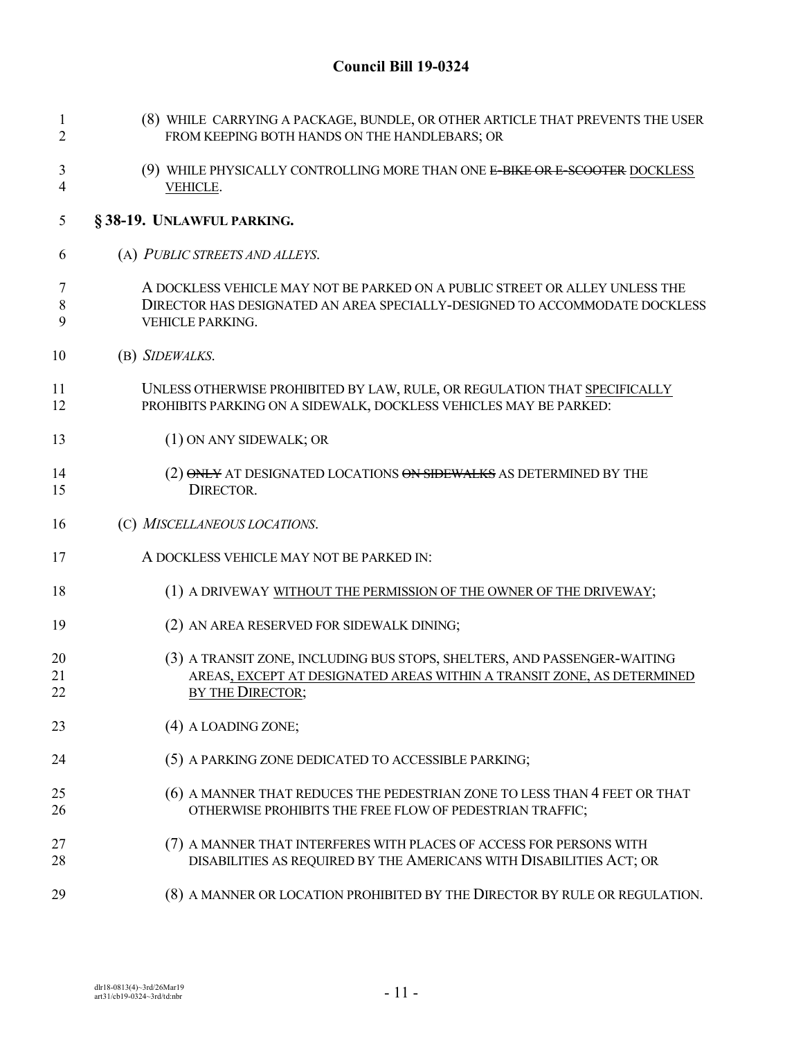(8) WHILE CARRYING A PACKAGE, BUNDLE, OR OTHER ARTICLE THAT PREVENTS THE USER FROM KEEPING BOTH HANDS ON THE HANDLEBARS; OR

(9) WHILE PHYSICALLY CONTROLLING MORE THAN ONE ~~E-BIKE OR E-SCOOTER~~ <u>DOCKLESS VEHICLE</u>.

**§ 38-19. UNLAWFUL PARKING.**

(A) *PUBLIC STREETS AND ALLEYS.*

A DOCKLESS VEHICLE MAY NOT BE PARKED ON A PUBLIC STREET OR ALLEY UNLESS THE DIRECTOR HAS DESIGNATED AN AREA SPECIALLY-DESIGNED TO ACCOMMODATE DOCKLESS VEHICLE PARKING.

(B) *SIDEWALKS.*

UNLESS OTHERWISE PROHIBITED BY LAW, RULE, OR REGULATION THAT <u>SPECIFICALLY</u> PROHIBITS PARKING ON A SIDEWALK, DOCKLESS VEHICLES MAY BE PARKED:

(1) ON ANY SIDEWALK; OR

(2) ~~ONLY~~ AT DESIGNATED LOCATIONS ~~ON SIDEWALKS~~ AS DETERMINED BY THE DIRECTOR.

(C) *MISCELLANEOUS LOCATIONS.*

A DOCKLESS VEHICLE MAY NOT BE PARKED IN:

(1) A DRIVEWAY <u>WITHOUT THE PERMISSION OF THE OWNER OF THE DRIVEWAY</u>;

(2) AN AREA RESERVED FOR SIDEWALK DINING;

(3) A TRANSIT ZONE, INCLUDING BUS STOPS, SHELTERS, AND PASSENGER-WAITING AREAS<u>, EXCEPT AT DESIGNATED AREAS WITHIN A TRANSIT ZONE, AS DETERMINED BY THE DIRECTOR</u>;

(4) A LOADING ZONE;

(5) A PARKING ZONE DEDICATED TO ACCESSIBLE PARKING;

(6) A MANNER THAT REDUCES THE PEDESTRIAN ZONE TO LESS THAN 4 FEET OR THAT OTHERWISE PROHIBITS THE FREE FLOW OF PEDESTRIAN TRAFFIC;

(7) A MANNER THAT INTERFERES WITH PLACES OF ACCESS FOR PERSONS WITH DISABILITIES AS REQUIRED BY THE AMERICANS WITH DISABILITIES ACT; OR

(8) A MANNER OR LOCATION PROHIBITED BY THE DIRECTOR BY RULE OR REGULATION.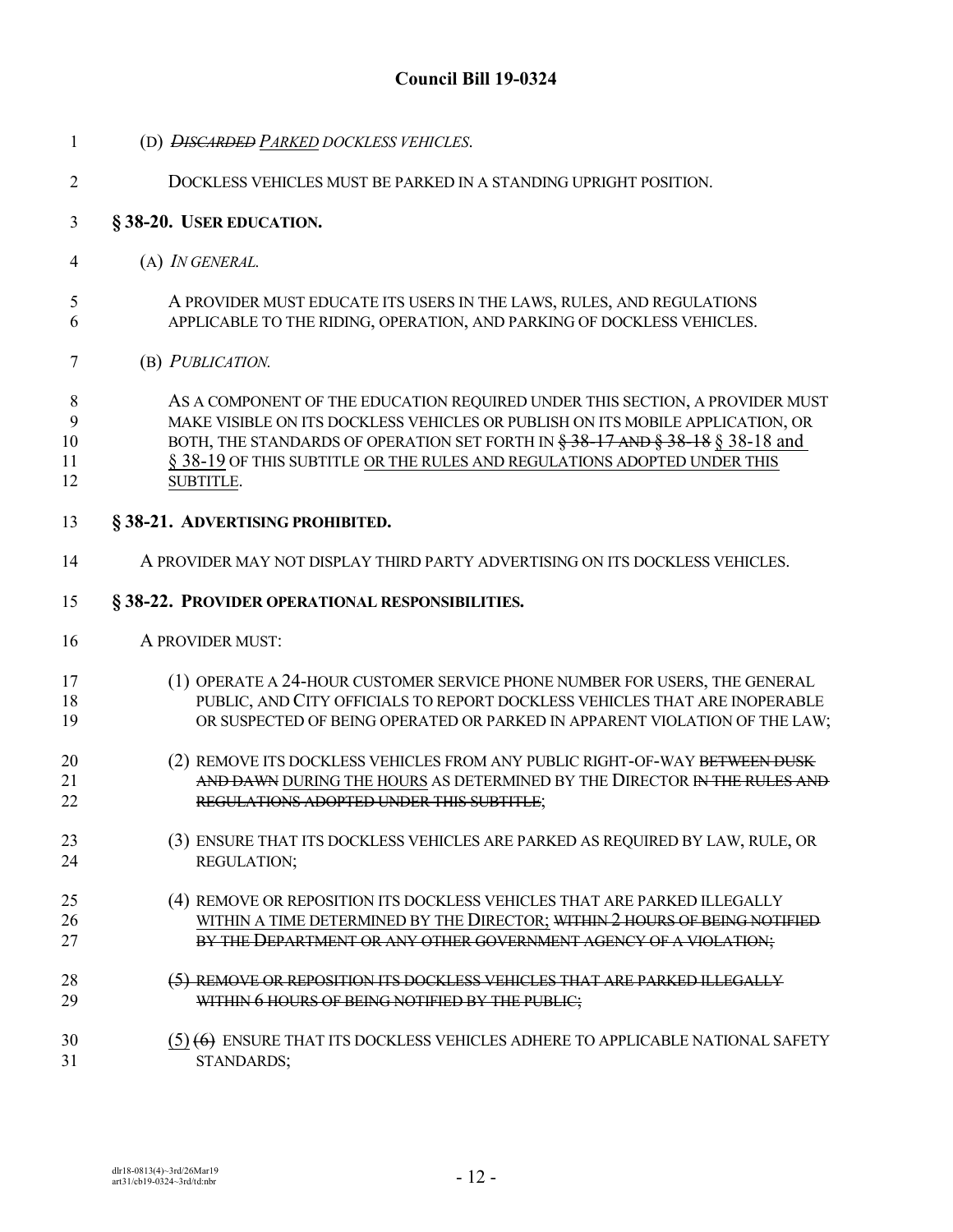# Council Bill 19-0324

(D) ~~*DISCARDED*~~ *PARKED DOCKLESS VEHICLES.*

DOCKLESS VEHICLES MUST BE PARKED IN A STANDING UPRIGHT POSITION.

**§ 38-20. USER EDUCATION.**

(A) *IN GENERAL.*

A PROVIDER MUST EDUCATE ITS USERS IN THE LAWS, RULES, AND REGULATIONS APPLICABLE TO THE RIDING, OPERATION, AND PARKING OF DOCKLESS VEHICLES.

(B) *PUBLICATION.*

AS A COMPONENT OF THE EDUCATION REQUIRED UNDER THIS SECTION, A PROVIDER MUST MAKE VISIBLE ON ITS DOCKLESS VEHICLES OR PUBLISH ON ITS MOBILE APPLICATION, OR BOTH, THE STANDARDS OF OPERATION SET FORTH IN ~~§ 38-17 AND § 38-18~~ § 38-18 and § 38-19 OF THIS SUBTITLE OR THE RULES AND REGULATIONS ADOPTED UNDER THIS SUBTITLE.

**§ 38-21. ADVERTISING PROHIBITED.**

A PROVIDER MAY NOT DISPLAY THIRD PARTY ADVERTISING ON ITS DOCKLESS VEHICLES.

**§ 38-22. PROVIDER OPERATIONAL RESPONSIBILITIES.**

A PROVIDER MUST:

(1) OPERATE A 24-HOUR CUSTOMER SERVICE PHONE NUMBER FOR USERS, THE GENERAL PUBLIC, AND CITY OFFICIALS TO REPORT DOCKLESS VEHICLES THAT ARE INOPERABLE OR SUSPECTED OF BEING OPERATED OR PARKED IN APPARENT VIOLATION OF THE LAW;

(2) REMOVE ITS DOCKLESS VEHICLES FROM ANY PUBLIC RIGHT-OF-WAY ~~BETWEEN DUSK AND DAWN~~ DURING THE HOURS AS DETERMINED BY THE DIRECTOR ~~IN THE RULES AND REGULATIONS ADOPTED UNDER THIS SUBTITLE~~;

(3) ENSURE THAT ITS DOCKLESS VEHICLES ARE PARKED AS REQUIRED BY LAW, RULE, OR REGULATION;

(4) REMOVE OR REPOSITION ITS DOCKLESS VEHICLES THAT ARE PARKED ILLEGALLY WITHIN A TIME DETERMINED BY THE DIRECTOR; ~~WITHIN 2 HOURS OF BEING NOTIFIED BY THE DEPARTMENT OR ANY OTHER GOVERNMENT AGENCY OF A VIOLATION;~~

~~(5) REMOVE OR REPOSITION ITS DOCKLESS VEHICLES THAT ARE PARKED ILLEGALLY WITHIN 6 HOURS OF BEING NOTIFIED BY THE PUBLIC;~~

(5) ~~(6)~~ ENSURE THAT ITS DOCKLESS VEHICLES ADHERE TO APPLICABLE NATIONAL SAFETY STANDARDS;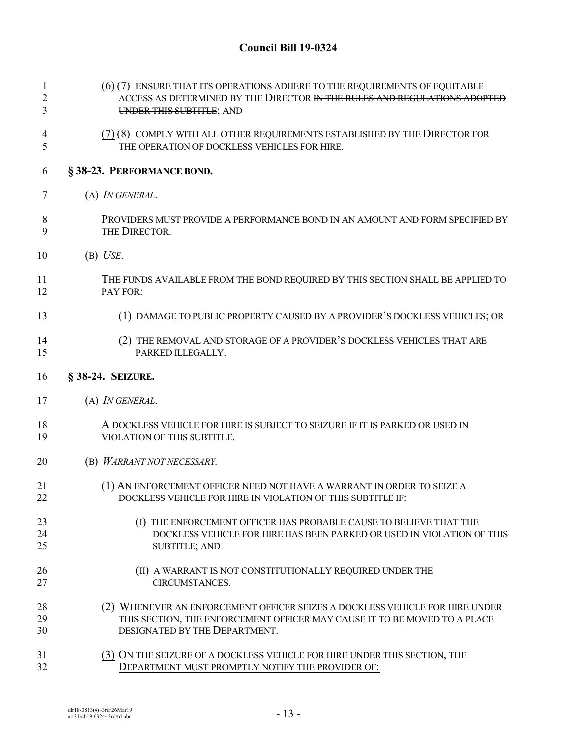**Council Bill 19-0324**

(6) ~~(7)~~ ENSURE THAT ITS OPERATIONS ADHERE TO THE REQUIREMENTS OF EQUITABLE ACCESS AS DETERMINED BY THE DIRECTOR ~~IN THE RULES AND REGULATIONS ADOPTED UNDER THIS SUBTITLE~~; AND

(7) ~~(8)~~ COMPLY WITH ALL OTHER REQUIREMENTS ESTABLISHED BY THE DIRECTOR FOR THE OPERATION OF DOCKLESS VEHICLES FOR HIRE.

**§ 38-23. PERFORMANCE BOND.**

(A) *IN GENERAL.*

PROVIDERS MUST PROVIDE A PERFORMANCE BOND IN AN AMOUNT AND FORM SPECIFIED BY THE DIRECTOR.

(B) *USE.*

THE FUNDS AVAILABLE FROM THE BOND REQUIRED BY THIS SECTION SHALL BE APPLIED TO PAY FOR:

(1) DAMAGE TO PUBLIC PROPERTY CAUSED BY A PROVIDER'S DOCKLESS VEHICLES; OR

(2) THE REMOVAL AND STORAGE OF A PROVIDER'S DOCKLESS VEHICLES THAT ARE PARKED ILLEGALLY.

**§ 38-24. SEIZURE.**

(A) *IN GENERAL.*

A DOCKLESS VEHICLE FOR HIRE IS SUBJECT TO SEIZURE IF IT IS PARKED OR USED IN VIOLATION OF THIS SUBTITLE.

(B) *WARRANT NOT NECESSARY.*

(1) AN ENFORCEMENT OFFICER NEED NOT HAVE A WARRANT IN ORDER TO SEIZE A DOCKLESS VEHICLE FOR HIRE IN VIOLATION OF THIS SUBTITLE IF:

(I) THE ENFORCEMENT OFFICER HAS PROBABLE CAUSE TO BELIEVE THAT THE DOCKLESS VEHICLE FOR HIRE HAS BEEN PARKED OR USED IN VIOLATION OF THIS SUBTITLE; AND

(II) A WARRANT IS NOT CONSTITUTIONALLY REQUIRED UNDER THE CIRCUMSTANCES.

(2) WHENEVER AN ENFORCEMENT OFFICER SEIZES A DOCKLESS VEHICLE FOR HIRE UNDER THIS SECTION, THE ENFORCEMENT OFFICER MAY CAUSE IT TO BE MOVED TO A PLACE DESIGNATED BY THE DEPARTMENT.

(3) ON THE SEIZURE OF A DOCKLESS VEHICLE FOR HIRE UNDER THIS SECTION, THE DEPARTMENT MUST PROMPTLY NOTIFY THE PROVIDER OF:

dlr18-0813(4)~3rd/26Mar19
art31/cb19-0324~3rd/td:nbr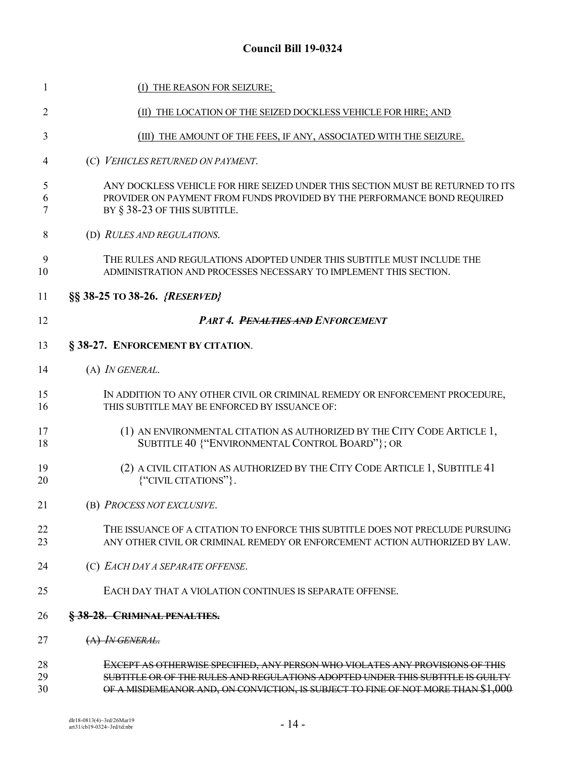(I) THE REASON FOR SEIZURE;

(II) THE LOCATION OF THE SEIZED DOCKLESS VEHICLE FOR HIRE; AND

(III) THE AMOUNT OF THE FEES, IF ANY, ASSOCIATED WITH THE SEIZURE.

(C) *VEHICLES RETURNED ON PAYMENT*.

ANY DOCKLESS VEHICLE FOR HIRE SEIZED UNDER THIS SECTION MUST BE RETURNED TO ITS PROVIDER ON PAYMENT FROM FUNDS PROVIDED BY THE PERFORMANCE BOND REQUIRED BY § 38-23 OF THIS SUBTITLE.

(D) *RULES AND REGULATIONS*.

THE RULES AND REGULATIONS ADOPTED UNDER THIS SUBTITLE MUST INCLUDE THE ADMINISTRATION AND PROCESSES NECESSARY TO IMPLEMENT THIS SECTION.

**§§ 38-25 TO 38-26. *{RESERVED}***

***PART 4. ~~PENALTIES AND~~ ENFORCEMENT***

**§ 38-27. ENFORCEMENT BY CITATION**.

(A) *IN GENERAL*.

IN ADDITION TO ANY OTHER CIVIL OR CRIMINAL REMEDY OR ENFORCEMENT PROCEDURE, THIS SUBTITLE MAY BE ENFORCED BY ISSUANCE OF:

(1) AN ENVIRONMENTAL CITATION AS AUTHORIZED BY THE CITY CODE ARTICLE 1, SUBTITLE 40 {"ENVIRONMENTAL CONTROL BOARD"}; OR

(2) A CIVIL CITATION AS AUTHORIZED BY THE CITY CODE ARTICLE 1, SUBTITLE 41 {"CIVIL CITATIONS"}.

(B) *PROCESS NOT EXCLUSIVE*.

THE ISSUANCE OF A CITATION TO ENFORCE THIS SUBTITLE DOES NOT PRECLUDE PURSUING ANY OTHER CIVIL OR CRIMINAL REMEDY OR ENFORCEMENT ACTION AUTHORIZED BY LAW.

(C) *EACH DAY A SEPARATE OFFENSE*.

EACH DAY THAT A VIOLATION CONTINUES IS SEPARATE OFFENSE.

~~**§ 38-28. CRIMINAL PENALTIES.**~~

~~(A) *IN GENERAL*.~~

~~EXCEPT AS OTHERWISE SPECIFIED, ANY PERSON WHO VIOLATES ANY PROVISIONS OF THIS SUBTITLE OR OF THE RULES AND REGULATIONS ADOPTED UNDER THIS SUBTITLE IS GUILTY OF A MISDEMEANOR AND, ON CONVICTION, IS SUBJECT TO FINE OF NOT MORE THAN $1,000~~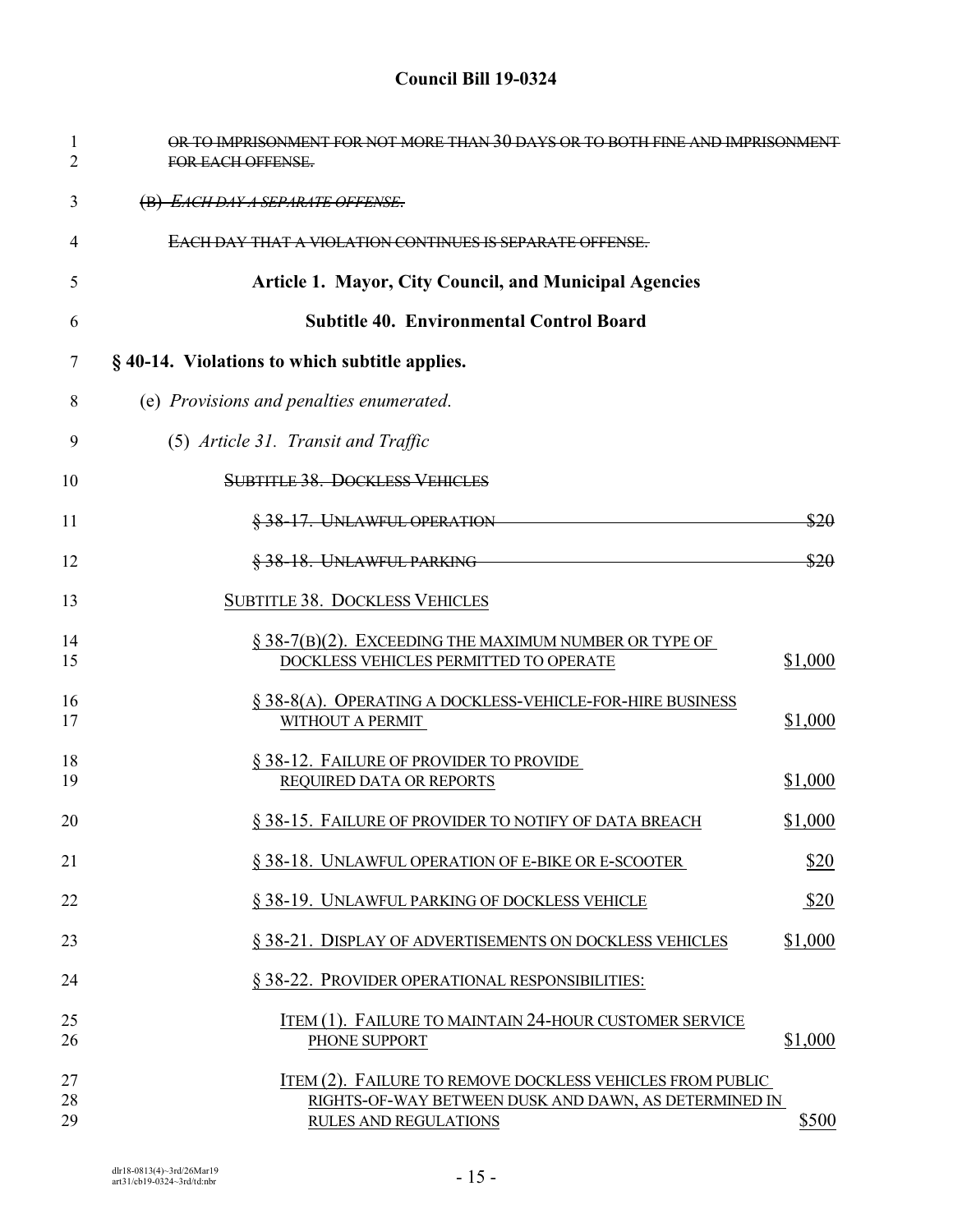~~OR TO IMPRISONMENT FOR NOT MORE THAN 30 DAYS OR TO BOTH FINE AND IMPRISONMENT FOR EACH OFFENSE.~~

~~(B) *EACH DAY A SEPARATE OFFENSE.*~~

~~EACH DAY THAT A VIOLATION CONTINUES IS SEPARATE OFFENSE.~~

## Article 1. Mayor, City Council, and Municipal Agencies

## Subtitle 40. Environmental Control Board

### § 40-14. Violations to which subtitle applies.

(e) *Provisions and penalties enumerated.*

(5) *Article 31. Transit and Traffic*

~~SUBTITLE 38. DOCKLESS VEHICLES~~

| | |
|---|---|
| ~~§ 38-17. UNLAWFUL OPERATION~~ | ~~$20~~ |
| ~~§ 38-18. UNLAWFUL PARKING~~ | ~~$20~~ |

<u>SUBTITLE 38. DOCKLESS VEHICLES</u>

| | |
|---|---|
| <u>§ 38-7(B)(2). EXCEEDING THE MAXIMUM NUMBER OR TYPE OF DOCKLESS VEHICLES PERMITTED TO OPERATE</u> | <u>$1,000</u> |
| <u>§ 38-8(A). OPERATING A DOCKLESS-VEHICLE-FOR-HIRE BUSINESS WITHOUT A PERMIT</u> | <u>$1,000</u> |
| <u>§ 38-12. FAILURE OF PROVIDER TO PROVIDE REQUIRED DATA OR REPORTS</u> | <u>$1,000</u> |
| <u>§ 38-15. FAILURE OF PROVIDER TO NOTIFY OF DATA BREACH</u> | <u>$1,000</u> |
| <u>§ 38-18. UNLAWFUL OPERATION OF E-BIKE OR E-SCOOTER</u> | <u>$20</u> |
| <u>§ 38-19. UNLAWFUL PARKING OF DOCKLESS VEHICLE</u> | <u>$20</u> |
| <u>§ 38-21. DISPLAY OF ADVERTISEMENTS ON DOCKLESS VEHICLES</u> | <u>$1,000</u> |
| <u>§ 38-22. PROVIDER OPERATIONAL RESPONSIBILITIES:</u> | |
| <u>ITEM (1). FAILURE TO MAINTAIN 24-HOUR CUSTOMER SERVICE PHONE SUPPORT</u> | <u>$1,000</u> |
| <u>ITEM (2). FAILURE TO REMOVE DOCKLESS VEHICLES FROM PUBLIC RIGHTS-OF-WAY BETWEEN DUSK AND DAWN, AS DETERMINED IN RULES AND REGULATIONS</u> | <u>$500</u> |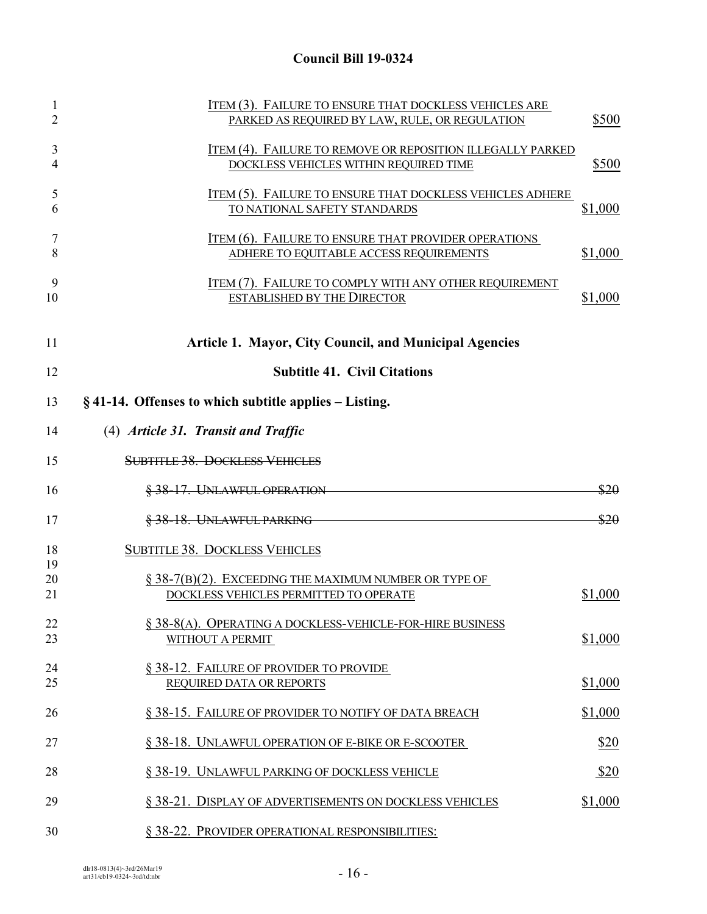ITEM (3). FAILURE TO ENSURE THAT DOCKLESS VEHICLES ARE PARKED AS REQUIRED BY LAW, RULE, OR REGULATION — $500

ITEM (4). FAILURE TO REMOVE OR REPOSITION ILLEGALLY PARKED DOCKLESS VEHICLES WITHIN REQUIRED TIME — $500

ITEM (5). FAILURE TO ENSURE THAT DOCKLESS VEHICLES ADHERE TO NATIONAL SAFETY STANDARDS — $1,000

ITEM (6). FAILURE TO ENSURE THAT PROVIDER OPERATIONS ADHERE TO EQUITABLE ACCESS REQUIREMENTS — $1,000

ITEM (7). FAILURE TO COMPLY WITH ANY OTHER REQUIREMENT ESTABLISHED BY THE DIRECTOR — $1,000

## Article 1. Mayor, City Council, and Municipal Agencies

## Subtitle 41. Civil Citations

**§ 41-14. Offenses to which subtitle applies – Listing.**

(4) ***Article 31. Transit and Traffic***

~~SUBTITLE 38. DOCKLESS VEHICLES~~

~~§ 38-17. UNLAWFUL OPERATION — $20~~

~~§ 38-18. UNLAWFUL PARKING — $20~~

SUBTITLE 38. DOCKLESS VEHICLES

§ 38-7(B)(2). EXCEEDING THE MAXIMUM NUMBER OR TYPE OF DOCKLESS VEHICLES PERMITTED TO OPERATE — $1,000

§ 38-8(A). OPERATING A DOCKLESS-VEHICLE-FOR-HIRE BUSINESS WITHOUT A PERMIT — $1,000

§ 38-12. FAILURE OF PROVIDER TO PROVIDE REQUIRED DATA OR REPORTS — $1,000

§ 38-15. FAILURE OF PROVIDER TO NOTIFY OF DATA BREACH — $1,000

§ 38-18. UNLAWFUL OPERATION OF E-BIKE OR E-SCOOTER — $20

§ 38-19. UNLAWFUL PARKING OF DOCKLESS VEHICLE — $20

§ 38-21. DISPLAY OF ADVERTISEMENTS ON DOCKLESS VEHICLES — $1,000

§ 38-22. PROVIDER OPERATIONAL RESPONSIBILITIES: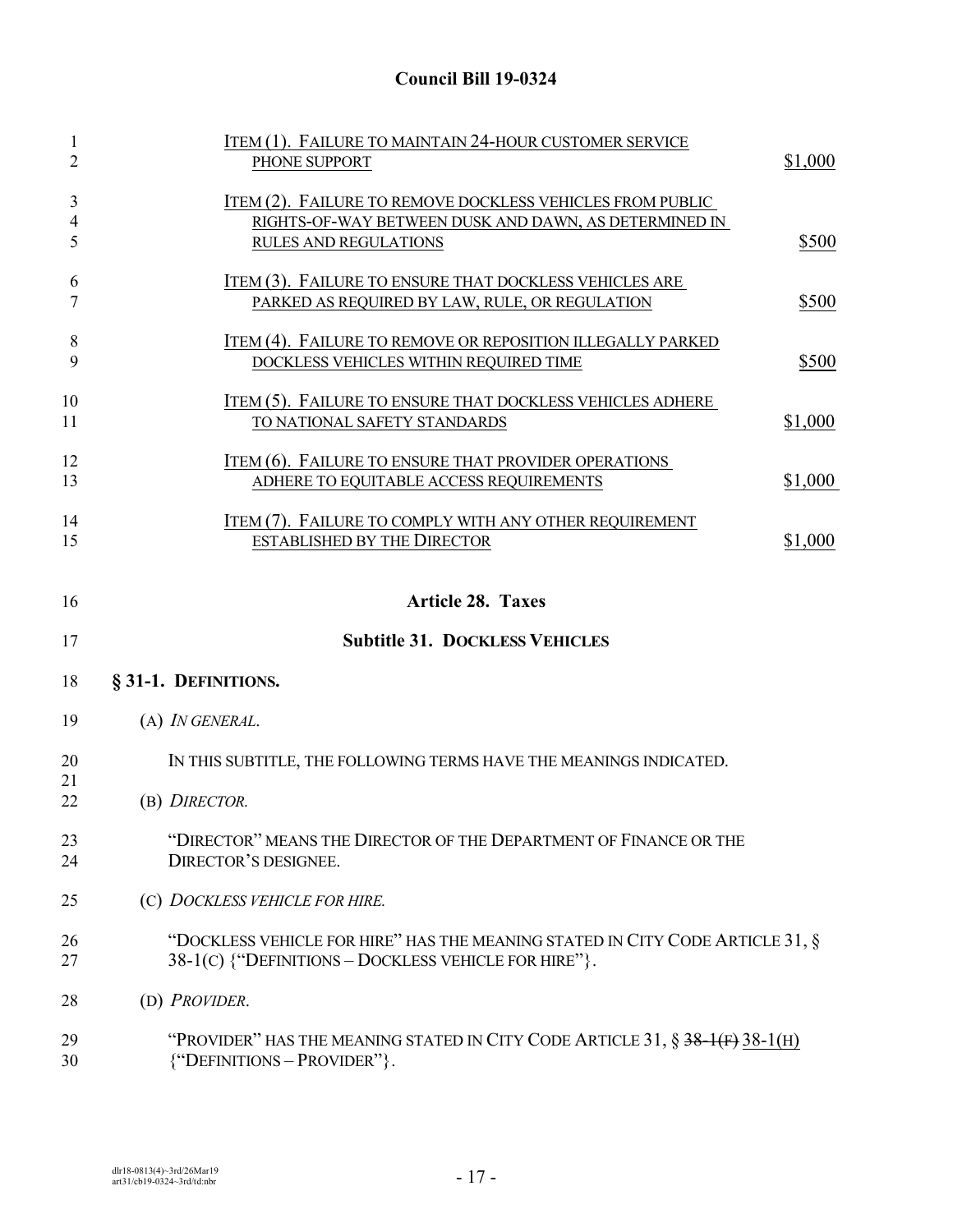| | |
|---|---|
| ITEM (1). FAILURE TO MAINTAIN 24-HOUR CUSTOMER SERVICE PHONE SUPPORT | $1,000 |
| ITEM (2). FAILURE TO REMOVE DOCKLESS VEHICLES FROM PUBLIC RIGHTS-OF-WAY BETWEEN DUSK AND DAWN, AS DETERMINED IN RULES AND REGULATIONS | $500 |
| ITEM (3). FAILURE TO ENSURE THAT DOCKLESS VEHICLES ARE PARKED AS REQUIRED BY LAW, RULE, OR REGULATION | $500 |
| ITEM (4). FAILURE TO REMOVE OR REPOSITION ILLEGALLY PARKED DOCKLESS VEHICLES WITHIN REQUIRED TIME | $500 |
| ITEM (5). FAILURE TO ENSURE THAT DOCKLESS VEHICLES ADHERE TO NATIONAL SAFETY STANDARDS | $1,000 |
| ITEM (6). FAILURE TO ENSURE THAT PROVIDER OPERATIONS ADHERE TO EQUITABLE ACCESS REQUIREMENTS | $1,000 |
| ITEM (7). FAILURE TO COMPLY WITH ANY OTHER REQUIREMENT ESTABLISHED BY THE DIRECTOR | $1,000 |

## Article 28. Taxes

## Subtitle 31. DOCKLESS VEHICLES

**§ 31-1. DEFINITIONS.**

(A) *IN GENERAL.*

IN THIS SUBTITLE, THE FOLLOWING TERMS HAVE THE MEANINGS INDICATED.

(B) *DIRECTOR.*

"DIRECTOR" MEANS THE DIRECTOR OF THE DEPARTMENT OF FINANCE OR THE DIRECTOR'S DESIGNEE.

(C) *DOCKLESS VEHICLE FOR HIRE.*

"DOCKLESS VEHICLE FOR HIRE" HAS THE MEANING STATED IN CITY CODE ARTICLE 31, § 38-1(C) {"DEFINITIONS – DOCKLESS VEHICLE FOR HIRE"}.

(D) *PROVIDER.*

"PROVIDER" HAS THE MEANING STATED IN CITY CODE ARTICLE 31, § ~~38-1(F)~~ 38-1(H) {"DEFINITIONS – PROVIDER"}.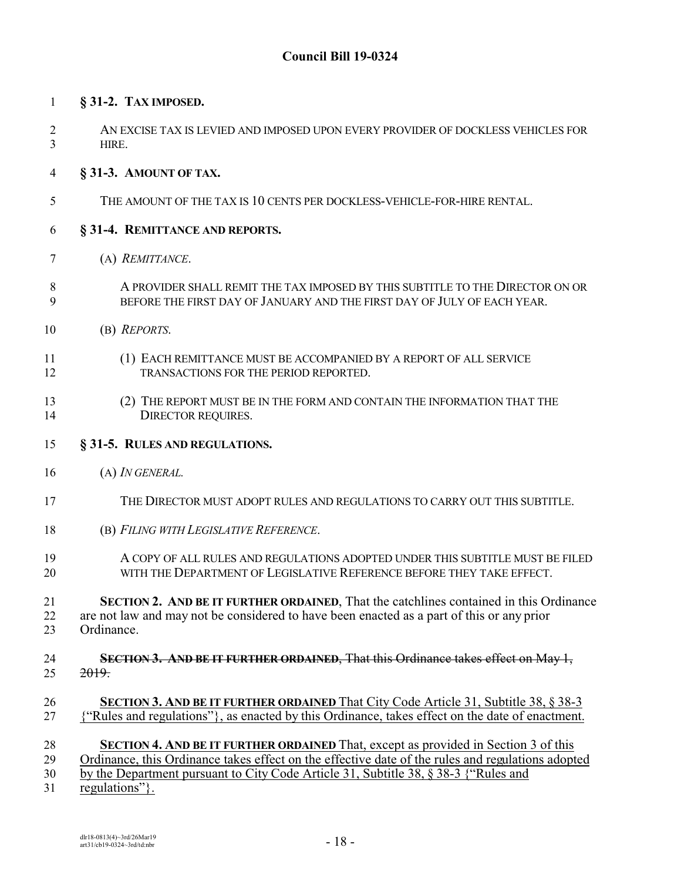**§ 31-2. TAX IMPOSED.**

AN EXCISE TAX IS LEVIED AND IMPOSED UPON EVERY PROVIDER OF DOCKLESS VEHICLES FOR HIRE.

**§ 31-3. AMOUNT OF TAX.**

THE AMOUNT OF THE TAX IS 10 CENTS PER DOCKLESS-VEHICLE-FOR-HIRE RENTAL.

**§ 31-4. REMITTANCE AND REPORTS.**

(A) *REMITTANCE.*

A PROVIDER SHALL REMIT THE TAX IMPOSED BY THIS SUBTITLE TO THE DIRECTOR ON OR BEFORE THE FIRST DAY OF JANUARY AND THE FIRST DAY OF JULY OF EACH YEAR.

(B) *REPORTS.*

(1) EACH REMITTANCE MUST BE ACCOMPANIED BY A REPORT OF ALL SERVICE TRANSACTIONS FOR THE PERIOD REPORTED.

(2) THE REPORT MUST BE IN THE FORM AND CONTAIN THE INFORMATION THAT THE DIRECTOR REQUIRES.

**§ 31-5. RULES AND REGULATIONS.**

(A) *IN GENERAL.*

THE DIRECTOR MUST ADOPT RULES AND REGULATIONS TO CARRY OUT THIS SUBTITLE.

(B) *FILING WITH LEGISLATIVE REFERENCE.*

A COPY OF ALL RULES AND REGULATIONS ADOPTED UNDER THIS SUBTITLE MUST BE FILED WITH THE DEPARTMENT OF LEGISLATIVE REFERENCE BEFORE THEY TAKE EFFECT.

**SECTION 2. AND BE IT FURTHER ORDAINED**, That the catchlines contained in this Ordinance are not law and may not be considered to have been enacted as a part of this or any prior Ordinance.

~~**SECTION 3. AND BE IT FURTHER ORDAINED**, That this Ordinance takes effect on May 1, 2019.~~

<u>**SECTION 3. AND BE IT FURTHER ORDAINED** That City Code Article 31, Subtitle 38, § 38-3 {"Rules and regulations"}, as enacted by this Ordinance, takes effect on the date of enactment.</u>

<u>**SECTION 4. AND BE IT FURTHER ORDAINED** That, except as provided in Section 3 of this Ordinance, this Ordinance takes effect on the effective date of the rules and regulations adopted by the Department pursuant to City Code Article 31, Subtitle 38, § 38-3 {"Rules and regulations"}.</u>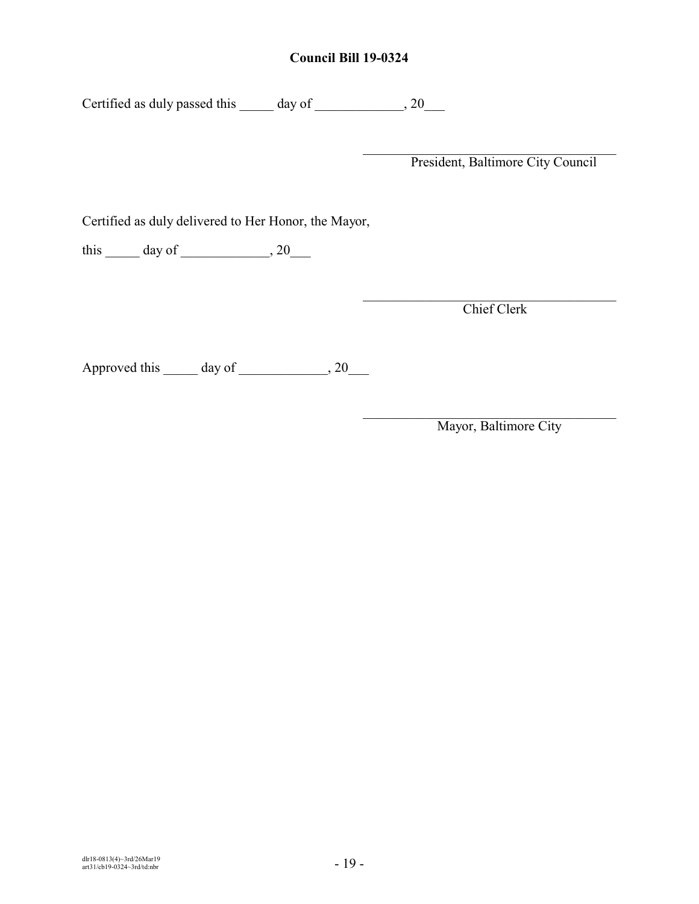**Council Bill 19-0324**

Certified as duly passed this _____ day of _____________, 20___

\_\_\_\_\_\_\_\_\_\_\_\_\_\_\_\_\_\_\_\_\_\_\_\_\_\_\_\_\_\_\_\_\_\_\_\_\_\_\_\_\_

President, Baltimore City Council

Certified as duly delivered to Her Honor, the Mayor,

this _____ day of _____________, 20___

\_\_\_\_\_\_\_\_\_\_\_\_\_\_\_\_\_\_\_\_\_\_\_\_\_\_\_\_\_\_\_\_\_\_\_\_\_\_\_\_\_

Chief Clerk

Approved this _____ day of _____________, 20___

\_\_\_\_\_\_\_\_\_\_\_\_\_\_\_\_\_\_\_\_\_\_\_\_\_\_\_\_\_\_\_\_\_\_\_\_\_\_\_\_\_

Mayor, Baltimore City

dlr18-0813(4)~3rd/26Mar19
art31/cb19-0324~3rd/td:nbr